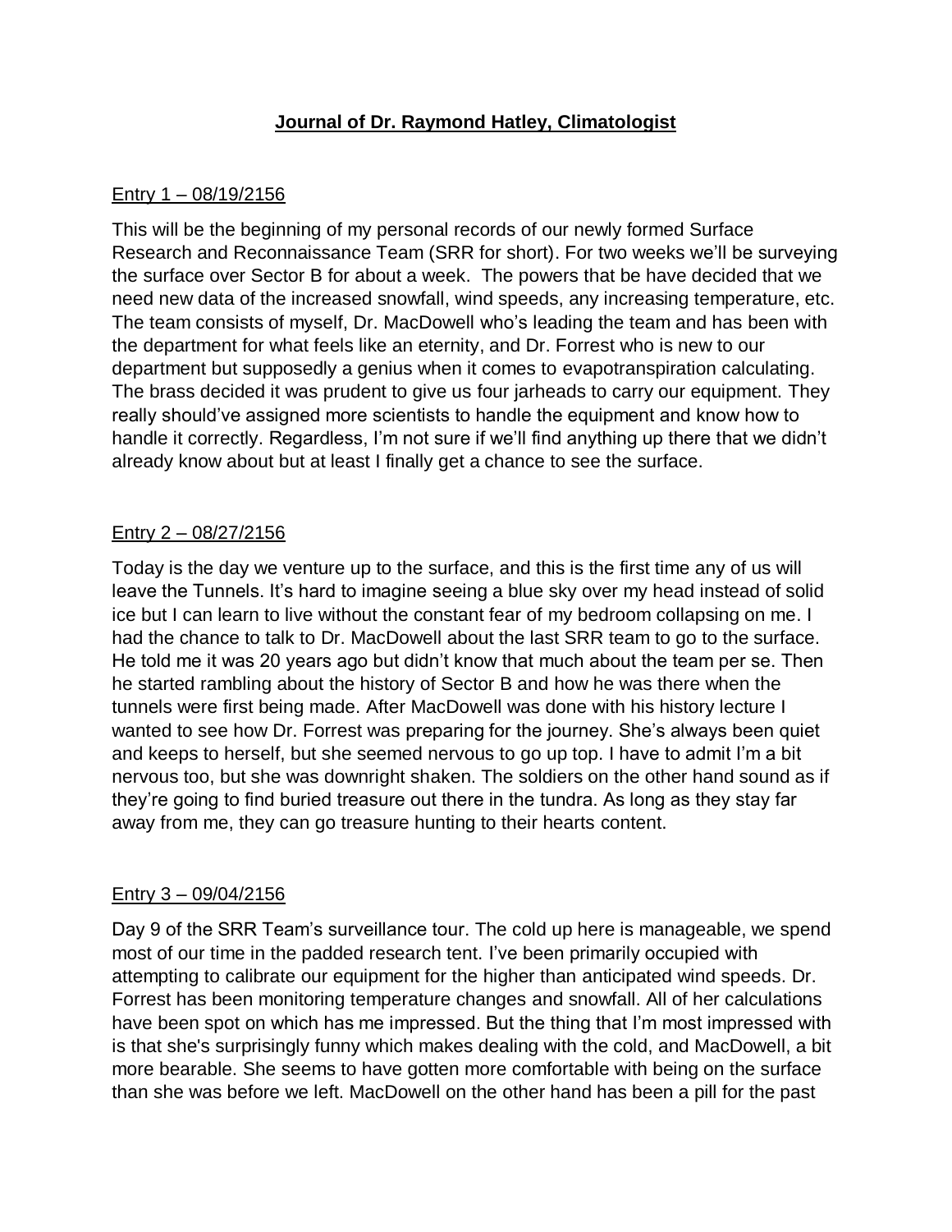# **Journal of Dr. Raymond Hatley, Climatologist**

Entry 1 – 08/19/2156

This will be the beginning of my personal records of our newly formed Surface Research and Reconnaissance Team (SRR for short). For two weeks we'll be surveying the surface over Sector B for about a week.  The powers that be have decided that we need new data of the increased snowfall, wind speeds, any increasing temperature, etc. The team consists of myself, Dr. MacDowell who's leading the team and has been with the department for what feels like an eternity, and Dr. Forrest who is new to our department but supposedly a genius when it comes to evapotranspiration calculating. The brass decided it was prudent to give us four jarheads to carry our equipment. They really should've assigned more scientists to handle the equipment and know how to handle it correctly. Regardless, I'm not sure if we'll find anything up there that we didn't already know about but at least I finally get a chance to see the surface.

Entry 2 – 08/27/2156

Today is the day we venture up to the surface, and this is the first time any of us will leave the Tunnels. It's hard to imagine seeing a blue sky over my head instead of solid ice but I can learn to live without the constant fear of my bedroom collapsing on me. I had the chance to talk to Dr. MacDowell about the last SRR team to go to the surface. He told me it was 20 years ago but didn't know that much about the team per se. Then he started rambling about the history of Sector B and how he was there when the tunnels were first being made. After MacDowell was done with his history lecture I wanted to see how Dr. Forrest was preparing for the journey. She's always been quiet and keeps to herself, but she seemed nervous to go up top. I have to admit I'm a bit nervous too, but she was downright shaken. The soldiers on the other hand sound as if they're going to find buried treasure out there in the tundra. As long as they stay far away from me, they can go treasure hunting to their hearts content.

Entry 3 – 09/04/2156

Day 9 of the SRR Team's surveillance tour. The cold up here is manageable, we spend most of our time in the padded research tent. I've been primarily occupied with attempting to calibrate our equipment for the higher than anticipated wind speeds. Dr. Forrest has been monitoring temperature changes and snowfall. All of her calculations have been spot on which has me impressed. But the thing that I'm most impressed with is that she's surprisingly funny which makes dealing with the cold, and MacDowell, a bit more bearable. She seems to have gotten more comfortable with being on the surface than she was before we left. MacDowell on the other hand has been a pill for the past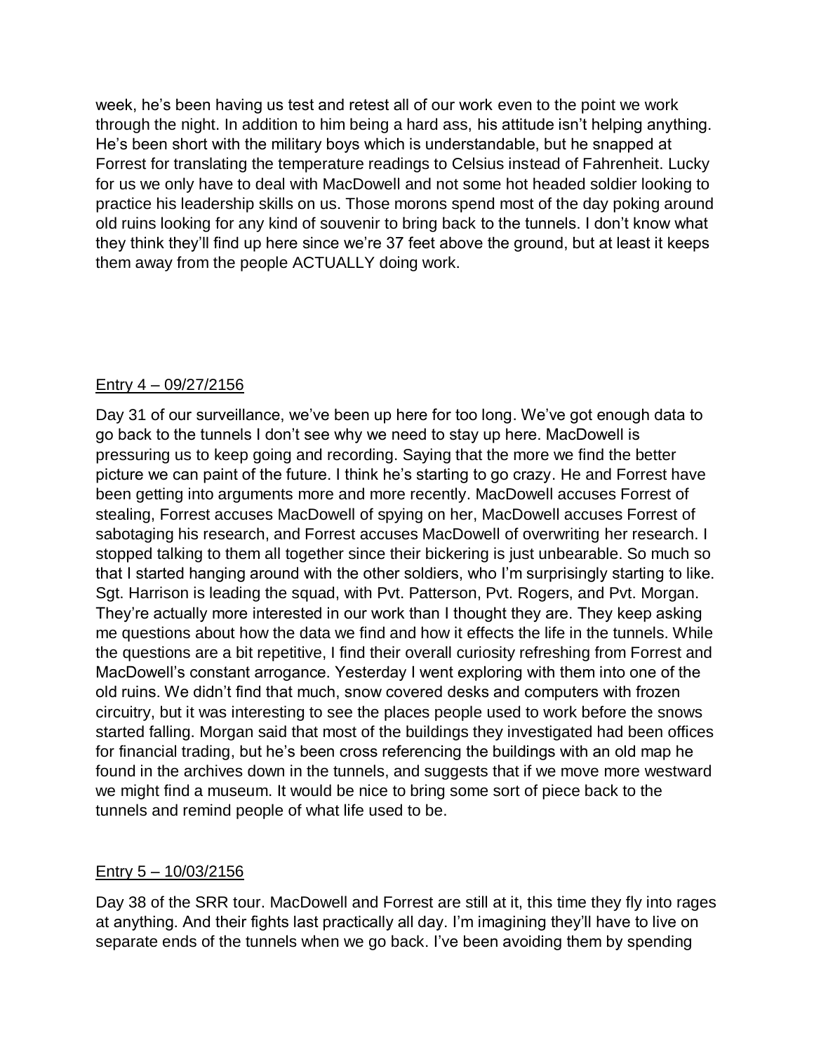week, he's been having us test and retest all of our work even to the point we work through the night. In addition to him being a hard ass, his attitude isn't helping anything. He's been short with the military boys which is understandable, but he snapped at Forrest for translating the temperature readings to Celsius instead of Fahrenheit. Lucky for us we only have to deal with MacDowell and not some hot headed soldier looking to practice his leadership skills on us. Those morons spend most of the day poking around old ruins looking for any kind of souvenir to bring back to the tunnels. I don't know what they think they'll find up here since we're 37 feet above the ground, but at least it keeps them away from the people ACTUALLY doing work.

<u>Entry 4 – 09/27/2156</u>

Day 31 of our surveillance, we've been up here for too long. We've got enough data to go back to the tunnels I don't see why we need to stay up here. MacDowell is pressuring us to keep going and recording. Saying that the more we find the better picture we can paint of the future. I think he's starting to go crazy. He and Forrest have been getting into arguments more and more recently. MacDowell accuses Forrest of stealing, Forrest accuses MacDowell of spying on her, MacDowell accuses Forrest of sabotaging his research, and Forrest accuses MacDowell of overwriting her research. I stopped talking to them all together since their bickering is just unbearable. So much so that I started hanging around with the other soldiers, who I'm surprisingly starting to like. Sgt. Harrison is leading the squad, with Pvt. Patterson, Pvt. Rogers, and Pvt. Morgan. They're actually more interested in our work than I thought they are. They keep asking me questions about how the data we find and how it effects the life in the tunnels. While the questions are a bit repetitive, I find their overall curiosity refreshing from Forrest and MacDowell's constant arrogance. Yesterday I went exploring with them into one of the old ruins. We didn't find that much, snow covered desks and computers with frozen circuitry, but it was interesting to see the places people used to work before the snows started falling. Morgan said that most of the buildings they investigated had been offices for financial trading, but he's been cross referencing the buildings with an old map he found in the archives down in the tunnels, and suggests that if we move more westward we might find a museum. It would be nice to bring some sort of piece back to the tunnels and remind people of what life used to be.

<u>Entry 5 – 10/03/2156</u>

Day 38 of the SRR tour. MacDowell and Forrest are still at it, this time they fly into rages at anything. And their fights last practically all day. I'm imagining they'll have to live on separate ends of the tunnels when we go back. I've been avoiding them by spending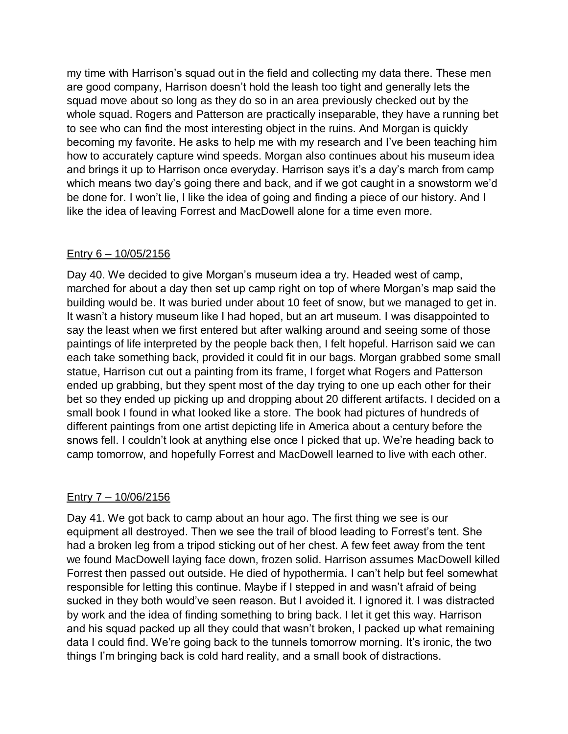my time with Harrison's squad out in the field and collecting my data there. These men are good company, Harrison doesn't hold the leash too tight and generally lets the squad move about so long as they do so in an area previously checked out by the whole squad. Rogers and Patterson are practically inseparable, they have a running bet to see who can find the most interesting object in the ruins. And Morgan is quickly becoming my favorite. He asks to help me with my research and I've been teaching him how to accurately capture wind speeds. Morgan also continues about his museum idea and brings it up to Harrison once everyday. Harrison says it's a day's march from camp which means two day's going there and back, and if we got caught in a snowstorm we'd be done for. I won't lie, I like the idea of going and finding a piece of our history. And I like the idea of leaving Forrest and MacDowell alone for a time even more.

<u>Entry 6 – 10/05/2156</u>

Day 40. We decided to give Morgan's museum idea a try. Headed west of camp, marched for about a day then set up camp right on top of where Morgan's map said the building would be. It was buried under about 10 feet of snow, but we managed to get in. It wasn't a history museum like I had hoped, but an art museum. I was disappointed to say the least when we first entered but after walking around and seeing some of those paintings of life interpreted by the people back then, I felt hopeful. Harrison said we can each take something back, provided it could fit in our bags. Morgan grabbed some small statue, Harrison cut out a painting from its frame, I forget what Rogers and Patterson ended up grabbing, but they spent most of the day trying to one up each other for their bet so they ended up picking up and dropping about 20 different artifacts. I decided on a small book I found in what looked like a store. The book had pictures of hundreds of different paintings from one artist depicting life in America about a century before the snows fell. I couldn't look at anything else once I picked that up. We're heading back to camp tomorrow, and hopefully Forrest and MacDowell learned to live with each other.

<u>Entry 7 – 10/06/2156</u>

Day 41. We got back to camp about an hour ago. The first thing we see is our equipment all destroyed. Then we see the trail of blood leading to Forrest's tent. She had a broken leg from a tripod sticking out of her chest. A few feet away from the tent we found MacDowell laying face down, frozen solid. Harrison assumes MacDowell killed Forrest then passed out outside. He died of hypothermia. I can't help but feel somewhat responsible for letting this continue. Maybe if I stepped in and wasn't afraid of being sucked in they both would've seen reason. But I avoided it. I ignored it. I was distracted by work and the idea of finding something to bring back. I let it get this way. Harrison and his squad packed up all they could that wasn't broken, I packed up what remaining data I could find. We're going back to the tunnels tomorrow morning. It's ironic, the two things I'm bringing back is cold hard reality, and a small book of distractions.